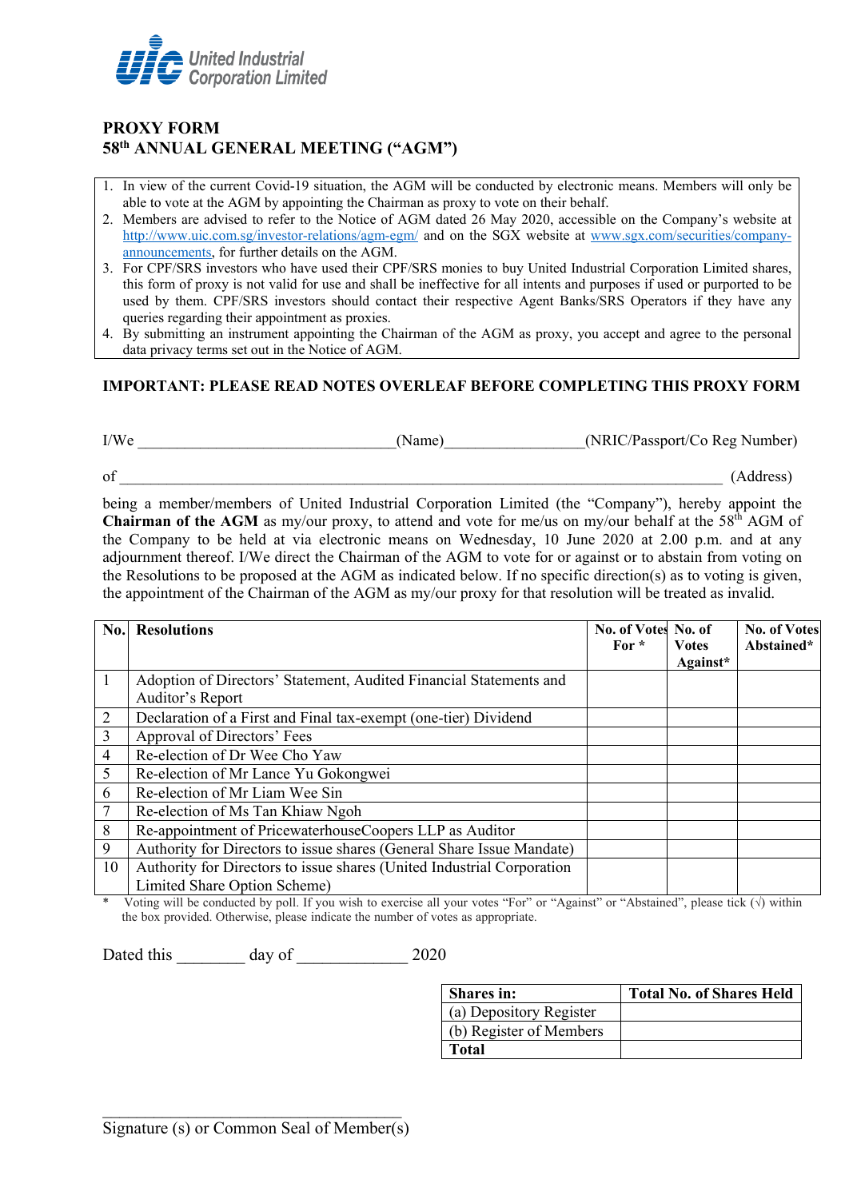United Industrial Corporation Limited

# PROXY FORM
## 58th ANNUAL GENERAL MEETING ("AGM")

1. In view of the current Covid-19 situation, the AGM will be conducted by electronic means. Members will only be able to vote at the AGM by appointing the Chairman as proxy to vote on their behalf.
2. Members are advised to refer to the Notice of AGM dated 26 May 2020, accessible on the Company's website at http://www.uic.com.sg/investor-relations/agm-egm/ and on the SGX website at www.sgx.com/securities/company-announcements, for further details on the AGM.
3. For CPF/SRS investors who have used their CPF/SRS monies to buy United Industrial Corporation Limited shares, this form of proxy is not valid for use and shall be ineffective for all intents and purposes if used or purported to be used by them. CPF/SRS investors should contact their respective Agent Banks/SRS Operators if they have any queries regarding their appointment as proxies.
4. By submitting an instrument appointing the Chairman of the AGM as proxy, you accept and agree to the personal data privacy terms set out in the Notice of AGM.

**IMPORTANT: PLEASE READ NOTES OVERLEAF BEFORE COMPLETING THIS PROXY FORM**

I/We ______________________________(Name)________________(NRIC/Passport/Co Reg Number)

of ______________________________________________________________________ (Address)

being a member/members of United Industrial Corporation Limited (the "Company"), hereby appoint the **Chairman of the AGM** as my/our proxy, to attend and vote for me/us on my/our behalf at the 58th AGM of the Company to be held at via electronic means on Wednesday, 10 June 2020 at 2.00 p.m. and at any adjournment thereof. I/We direct the Chairman of the AGM to vote for or against or to abstain from voting on the Resolutions to be proposed at the AGM as indicated below. If no specific direction(s) as to voting is given, the appointment of the Chairman of the AGM as my/our proxy for that resolution will be treated as invalid.

| No. | Resolutions | No. of Votes For * | No. of Votes Against* | No. of Votes Abstained* |
|---|---|---|---|---|
| 1 | Adoption of Directors' Statement, Audited Financial Statements and Auditor's Report | | | |
| 2 | Declaration of a First and Final tax-exempt (one-tier) Dividend | | | |
| 3 | Approval of Directors' Fees | | | |
| 4 | Re-election of Dr Wee Cho Yaw | | | |
| 5 | Re-election of Mr Lance Yu Gokongwei | | | |
| 6 | Re-election of Mr Liam Wee Sin | | | |
| 7 | Re-election of Ms Tan Khiaw Ngoh | | | |
| 8 | Re-appointment of PricewaterhouseCoopers LLP as Auditor | | | |
| 9 | Authority for Directors to issue shares (General Share Issue Mandate) | | | |
| 10 | Authority for Directors to issue shares (United Industrial Corporation Limited Share Option Scheme) | | | |

* Voting will be conducted by poll. If you wish to exercise all your votes "For" or "Against" or "Abstained", please tick (√) within the box provided. Otherwise, please indicate the number of votes as appropriate.

Dated this ________ day of _____________ 2020

| Shares in: | Total No. of Shares Held |
|---|---|
| (a) Depository Register | |
| (b) Register of Members | |
| **Total** | |

_________________________________
Signature (s) or Common Seal of Member(s)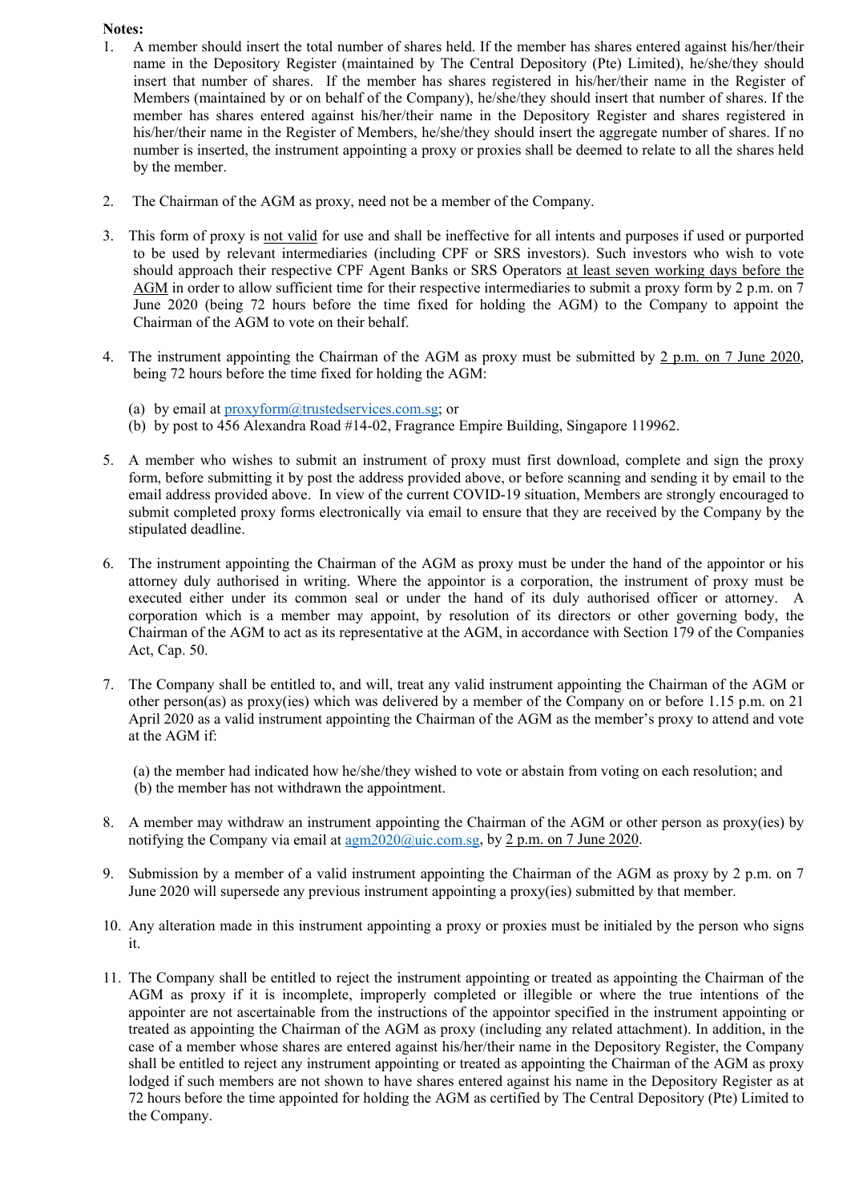**Notes:**

1. A member should insert the total number of shares held. If the member has shares entered against his/her/their name in the Depository Register (maintained by The Central Depository (Pte) Limited), he/she/they should insert that number of shares. If the member has shares registered in his/her/their name in the Register of Members (maintained by or on behalf of the Company), he/she/they should insert that number of shares. If the member has shares entered against his/her/their name in the Depository Register and shares registered in his/her/their name in the Register of Members, he/she/they should insert the aggregate number of shares. If no number is inserted, the instrument appointing a proxy or proxies shall be deemed to relate to all the shares held by the member.

2. The Chairman of the AGM as proxy, need not be a member of the Company.

3. This form of proxy is not valid for use and shall be ineffective for all intents and purposes if used or purported to be used by relevant intermediaries (including CPF or SRS investors). Such investors who wish to vote should approach their respective CPF Agent Banks or SRS Operators at least seven working days before the AGM in order to allow sufficient time for their respective intermediaries to submit a proxy form by 2 p.m. on 7 June 2020 (being 72 hours before the time fixed for holding the AGM) to the Company to appoint the Chairman of the AGM to vote on their behalf.

4. The instrument appointing the Chairman of the AGM as proxy must be submitted by 2 p.m. on 7 June 2020, being 72 hours before the time fixed for holding the AGM:

   (a) by email at proxyform@trustedservices.com.sg; or
   (b) by post to 456 Alexandra Road #14-02, Fragrance Empire Building, Singapore 119962.

5. A member who wishes to submit an instrument of proxy must first download, complete and sign the proxy form, before submitting it by post the address provided above, or before scanning and sending it by email to the email address provided above. In view of the current COVID-19 situation, Members are strongly encouraged to submit completed proxy forms electronically via email to ensure that they are received by the Company by the stipulated deadline.

6. The instrument appointing the Chairman of the AGM as proxy must be under the hand of the appointor or his attorney duly authorised in writing. Where the appointor is a corporation, the instrument of proxy must be executed either under its common seal or under the hand of its duly authorised officer or attorney. A corporation which is a member may appoint, by resolution of its directors or other governing body, the Chairman of the AGM to act as its representative at the AGM, in accordance with Section 179 of the Companies Act, Cap. 50.

7. The Company shall be entitled to, and will, treat any valid instrument appointing the Chairman of the AGM or other person(as) as proxy(ies) which was delivered by a member of the Company on or before 1.15 p.m. on 21 April 2020 as a valid instrument appointing the Chairman of the AGM as the member's proxy to attend and vote at the AGM if:

   (a) the member had indicated how he/she/they wished to vote or abstain from voting on each resolution; and
   (b) the member has not withdrawn the appointment.

8. A member may withdraw an instrument appointing the Chairman of the AGM or other person as proxy(ies) by notifying the Company via email at agm2020@uic.com.sg, by 2 p.m. on 7 June 2020.

9. Submission by a member of a valid instrument appointing the Chairman of the AGM as proxy by 2 p.m. on 7 June 2020 will supersede any previous instrument appointing a proxy(ies) submitted by that member.

10. Any alteration made in this instrument appointing a proxy or proxies must be initialed by the person who signs it.

11. The Company shall be entitled to reject the instrument appointing or treated as appointing the Chairman of the AGM as proxy if it is incomplete, improperly completed or illegible or where the true intentions of the appointer are not ascertainable from the instructions of the appointor specified in the instrument appointing or treated as appointing the Chairman of the AGM as proxy (including any related attachment). In addition, in the case of a member whose shares are entered against his/her/their name in the Depository Register, the Company shall be entitled to reject any instrument appointing or treated as appointing the Chairman of the AGM as proxy lodged if such members are not shown to have shares entered against his name in the Depository Register as at 72 hours before the time appointed for holding the AGM as certified by The Central Depository (Pte) Limited to the Company.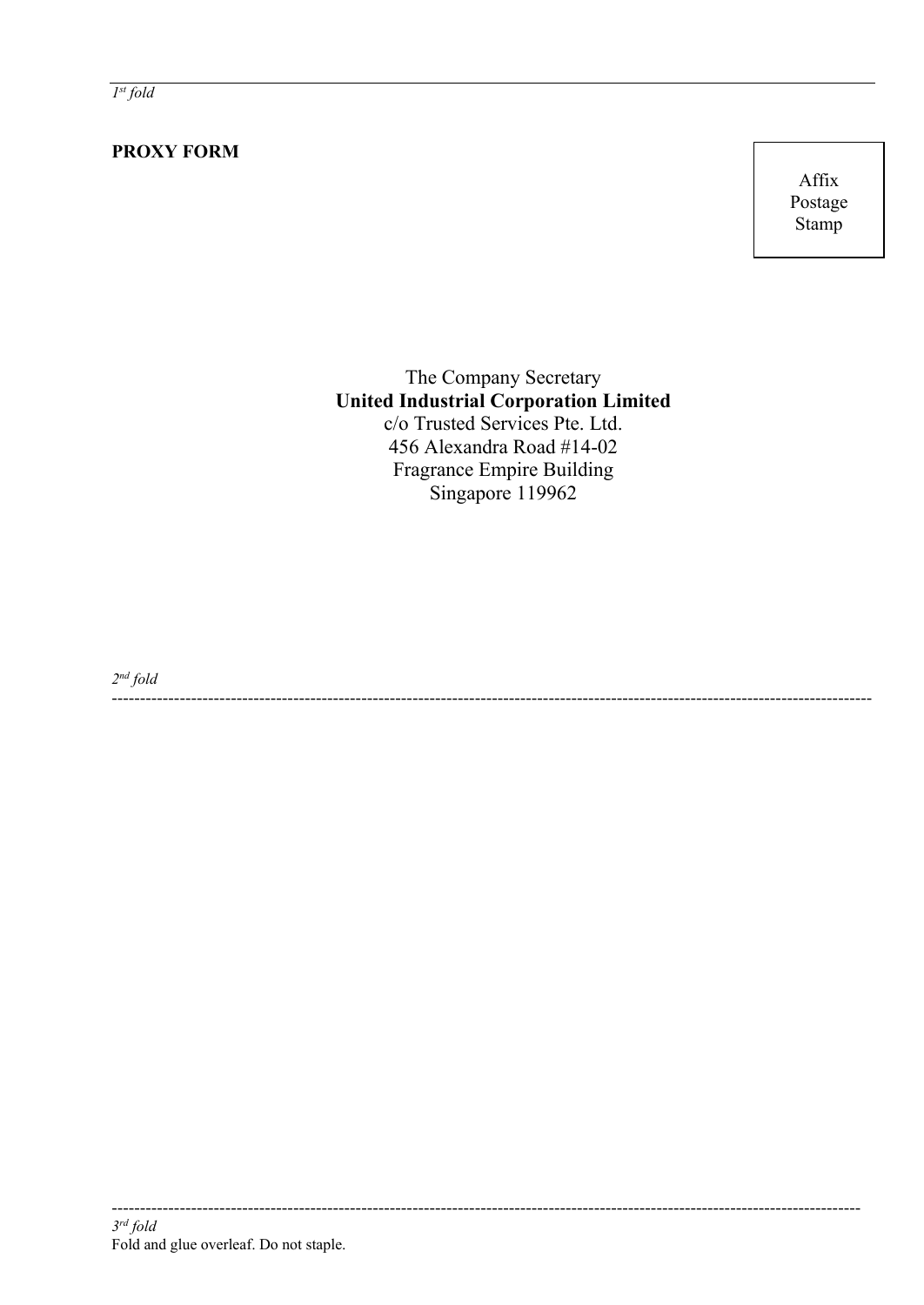*1st fold*

**PROXY FORM**

Affix
Postage
Stamp

The Company Secretary
**United Industrial Corporation Limited**
c/o Trusted Services Pte. Ltd.
456 Alexandra Road #14-02
Fragrance Empire Building
Singapore 119962

*2nd fold*

---

---

*3rd fold*

Fold and glue overleaf. Do not staple.